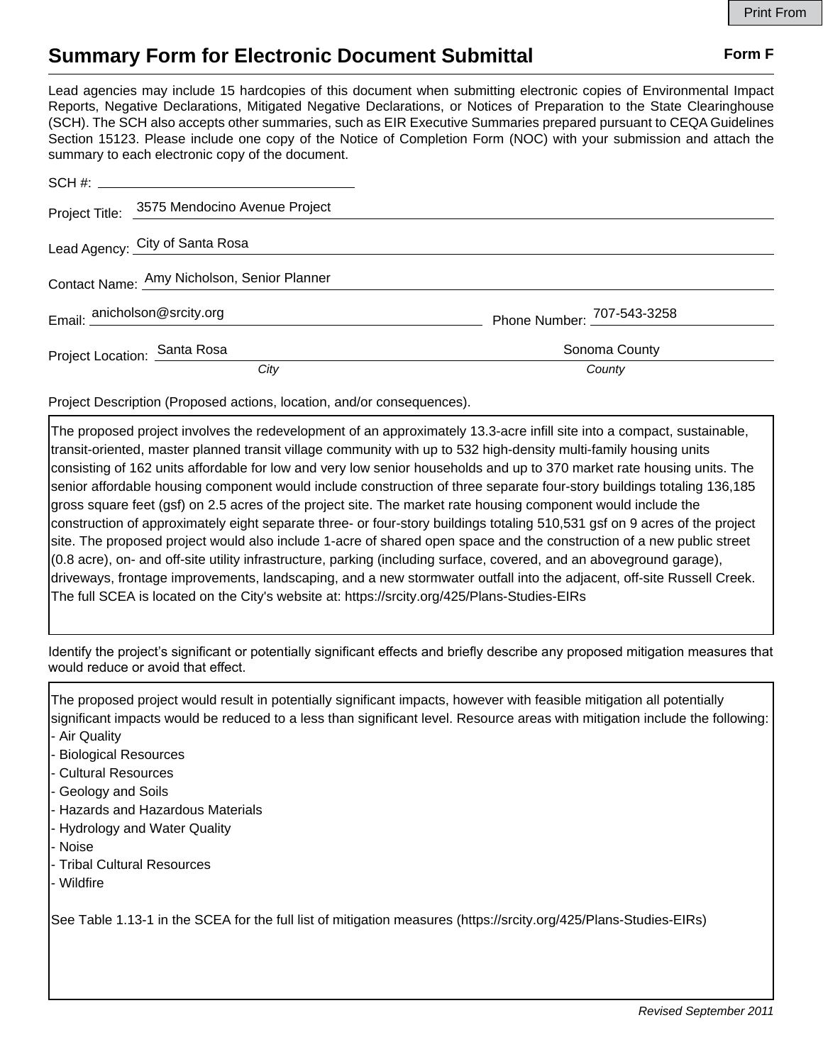Print From

# Summary Form for Electronic Document Submittal

**Form F**

Lead agencies may include 15 hardcopies of this document when submitting electronic copies of Environmental Impact Reports, Negative Declarations, Mitigated Negative Declarations, or Notices of Preparation to the State Clearinghouse (SCH). The SCH also accepts other summaries, such as EIR Executive Summaries prepared pursuant to CEQA Guidelines Section 15123. Please include one copy of the Notice of Completion Form (NOC) with your submission and attach the summary to each electronic copy of the document.

SCH #: ____________________

Project Title: 3575 Mendocino Avenue Project

Lead Agency: City of Santa Rosa

Contact Name: Amy Nicholson, Senior Planner

Email: anicholson@srcity.org    Phone Number: 707-543-3258

Project Location: Santa Rosa (*City*)    Sonoma County (*County*)

Project Description (Proposed actions, location, and/or consequences).

The proposed project involves the redevelopment of an approximately 13.3-acre infill site into a compact, sustainable, transit-oriented, master planned transit village community with up to 532 high-density multi-family housing units consisting of 162 units affordable for low and very low senior households and up to 370 market rate housing units. The senior affordable housing component would include construction of three separate four-story buildings totaling 136,185 gross square feet (gsf) on 2.5 acres of the project site. The market rate housing component would include the construction of approximately eight separate three- or four-story buildings totaling 510,531 gsf on 9 acres of the project site. The proposed project would also include 1-acre of shared open space and the construction of a new public street (0.8 acre), on- and off-site utility infrastructure, parking (including surface, covered, and an aboveground garage), driveways, frontage improvements, landscaping, and a new stormwater outfall into the adjacent, off-site Russell Creek. The full SCEA is located on the City's website at: https://srcity.org/425/Plans-Studies-EIRs

Identify the project's significant or potentially significant effects and briefly describe any proposed mitigation measures that would reduce or avoid that effect.

The proposed project would result in potentially significant impacts, however with feasible mitigation all potentially significant impacts would be reduced to a less than significant level. Resource areas with mitigation include the following:
- Air Quality
- Biological Resources
- Cultural Resources
- Geology and Soils
- Hazards and Hazardous Materials
- Hydrology and Water Quality
- Noise
- Tribal Cultural Resources
- Wildfire

See Table 1.13-1 in the SCEA for the full list of mitigation measures (https://srcity.org/425/Plans-Studies-EIRs)

*Revised September 2011*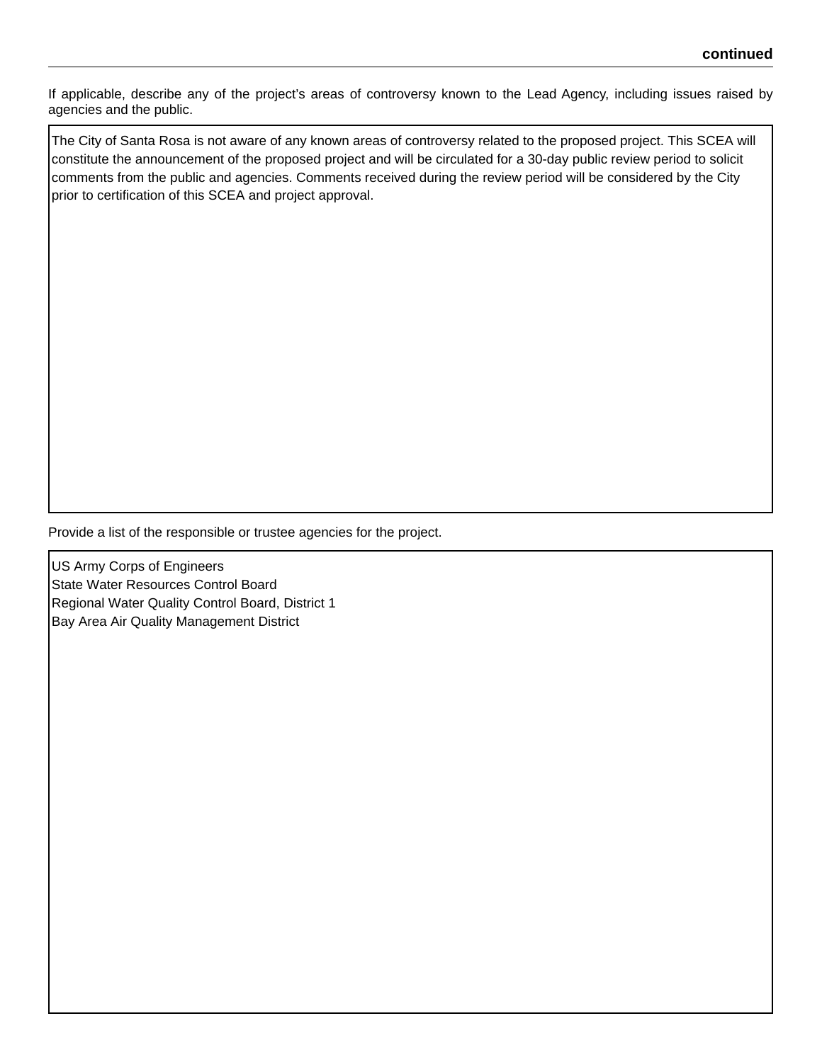If applicable, describe any of the project's areas of controversy known to the Lead Agency, including issues raised by agencies and the public.

The City of Santa Rosa is not aware of any known areas of controversy related to the proposed project. This SCEA will constitute the announcement of the proposed project and will be circulated for a 30-day public review period to solicit comments from the public and agencies. Comments received during the review period will be considered by the City prior to certification of this SCEA and project approval.

Provide a list of the responsible or trustee agencies for the project.

US Army Corps of Engineers
State Water Resources Control Board
Regional Water Quality Control Board, District 1
Bay Area Air Quality Management District